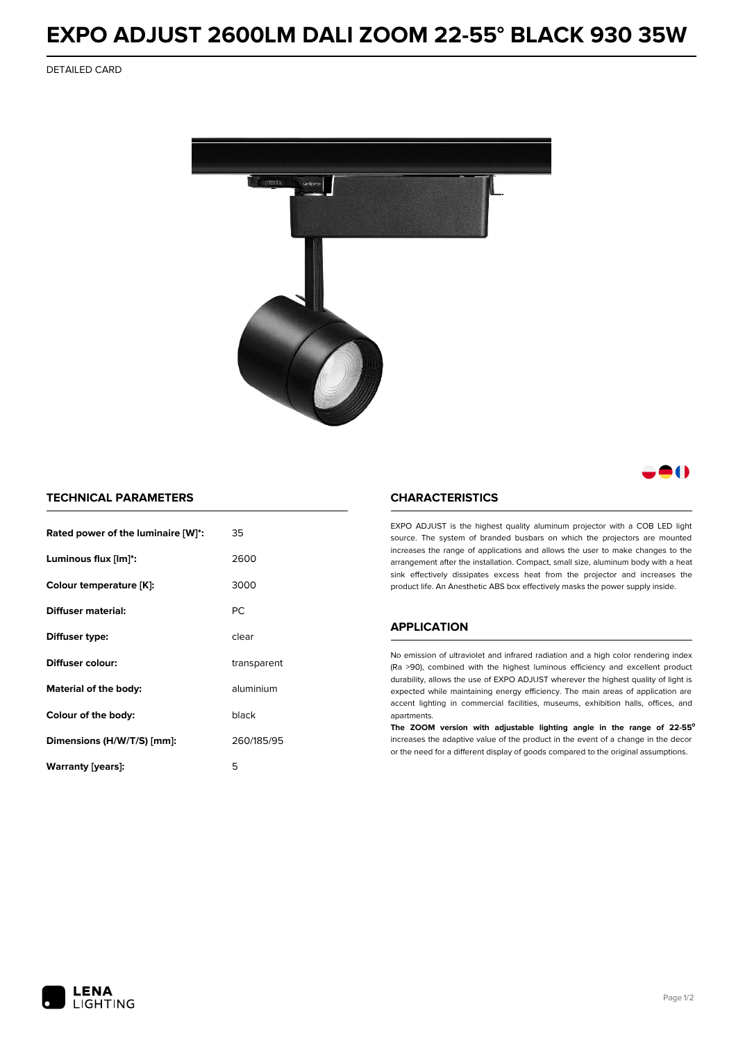# EXPO ADJUST 2600LM DALI ZOOM 22-55° BLACK 930 35W

DETAILED CARD

## TECHNICAL PARAMETERS

| | |
|---|---|
| **Rated power of the luminaire [W]*:** | 35 |
| **Luminous flux [lm]*:** | 2600 |
| **Colour temperature [K]:** | 3000 |
| **Diffuser material:** | PC |
| **Diffuser type:** | clear |
| **Diffuser colour:** | transparent |
| **Material of the body:** | aluminium |
| **Colour of the body:** | black |
| **Dimensions (H/W/T/S) [mm]:** | 260/185/95 |
| **Warranty [years]:** | 5 |

## CHARACTERISTICS

EXPO ADJUST is the highest quality aluminum projector with a COB LED light source. The system of branded busbars on which the projectors are mounted increases the range of applications and allows the user to make changes to the arrangement after the installation. Compact, small size, aluminum body with a heat sink effectively dissipates excess heat from the projector and increases the product life. An Anesthetic ABS box effectively masks the power supply inside.

## APPLICATION

No emission of ultraviolet and infrared radiation and a high color rendering index (Ra >90), combined with the highest luminous efficiency and excellent product durability, allows the use of EXPO ADJUST wherever the highest quality of light is expected while maintaining energy efficiency. The main areas of application are accent lighting in commercial facilities, museums, exhibition halls, offices, and apartments.

**The ZOOM version with adjustable lighting angle in the range of 22-55°** increases the adaptive value of the product in the event of a change in the decor or the need for a different display of goods compared to the original assumptions.

LENA LIGHTING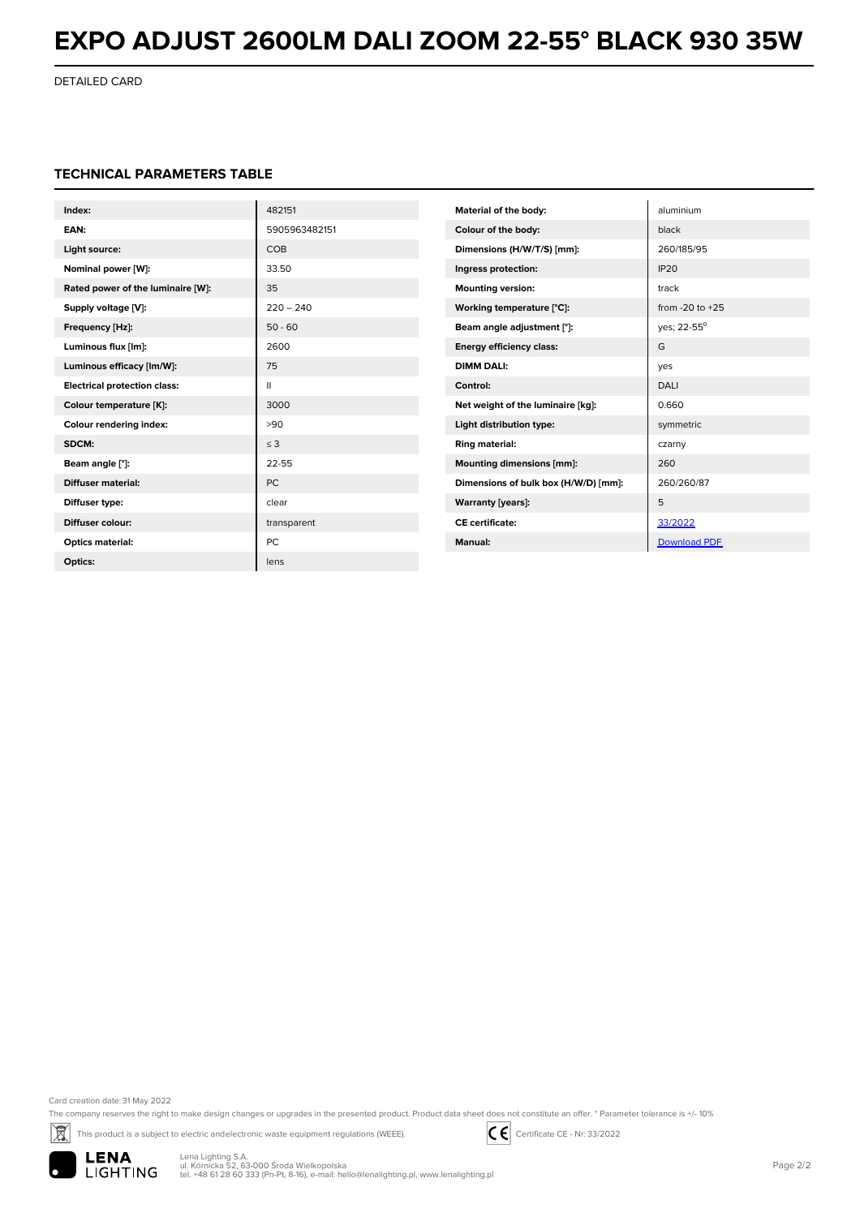# EXPO ADJUST 2600LM DALI ZOOM 22-55° BLACK 930 35W

DETAILED CARD

## TECHNICAL PARAMETERS TABLE

| | |
|---|---|
| **Index:** | 482151 |
| **EAN:** | 5905963482151 |
| **Light source:** | COB |
| **Nominal power [W]:** | 33.50 |
| **Rated power of the luminaire [W]:** | 35 |
| **Supply voltage [V]:** | 220 – 240 |
| **Frequency [Hz]:** | 50 - 60 |
| **Luminous flux [lm]:** | 2600 |
| **Luminous efficacy [lm/W]:** | 75 |
| **Electrical protection class:** | II |
| **Colour temperature [K]:** | 3000 |
| **Colour rendering index:** | >90 |
| **SDCM:** | ≤ 3 |
| **Beam angle [°]:** | 22-55 |
| **Diffuser material:** | PC |
| **Diffuser type:** | clear |
| **Diffuser colour:** | transparent |
| **Optics material:** | PC |
| **Optics:** | lens |

| | |
|---|---|
| **Material of the body:** | aluminium |
| **Colour of the body:** | black |
| **Dimensions (H/W/T/S) [mm]:** | 260/185/95 |
| **Ingress protection:** | IP20 |
| **Mounting version:** | track |
| **Working temperature [°C]:** | from -20 to +25 |
| **Beam angle adjustment [°]:** | yes; 22-55° |
| **Energy efficiency class:** | G |
| **DIMM DALI:** | yes |
| **Control:** | DALI |
| **Net weight of the luminaire [kg]:** | 0.660 |
| **Light distribution type:** | symmetric |
| **Ring material:** | czarny |
| **Mounting dimensions [mm]:** | 260 |
| **Dimensions of bulk box (H/W/D) [mm]:** | 260/260/87 |
| **Warranty [years]:** | 5 |
| **CE certificate:** | 33/2022 |
| **Manual:** | Download PDF |

Card creation date: 31 May 2022

The company reserves the right to make design changes or upgrades in the presented product. Product data sheet does not constitute an offer. * Parameter tolerance is +/- 10%

This product is a subject to electric andelectronic waste equipment regulations (WEEE).

Certificate CE - Nr: 33/2022

LENA LIGHTING

Lena Lighting S.A.
ul. Kórnicka 52, 63-000 Środa Wielkopolska
tel. +48 61 28 60 333 (Pn-Pt, 8-16), e-mail: hello@lenalighting.pl, www.lenalighting.pl